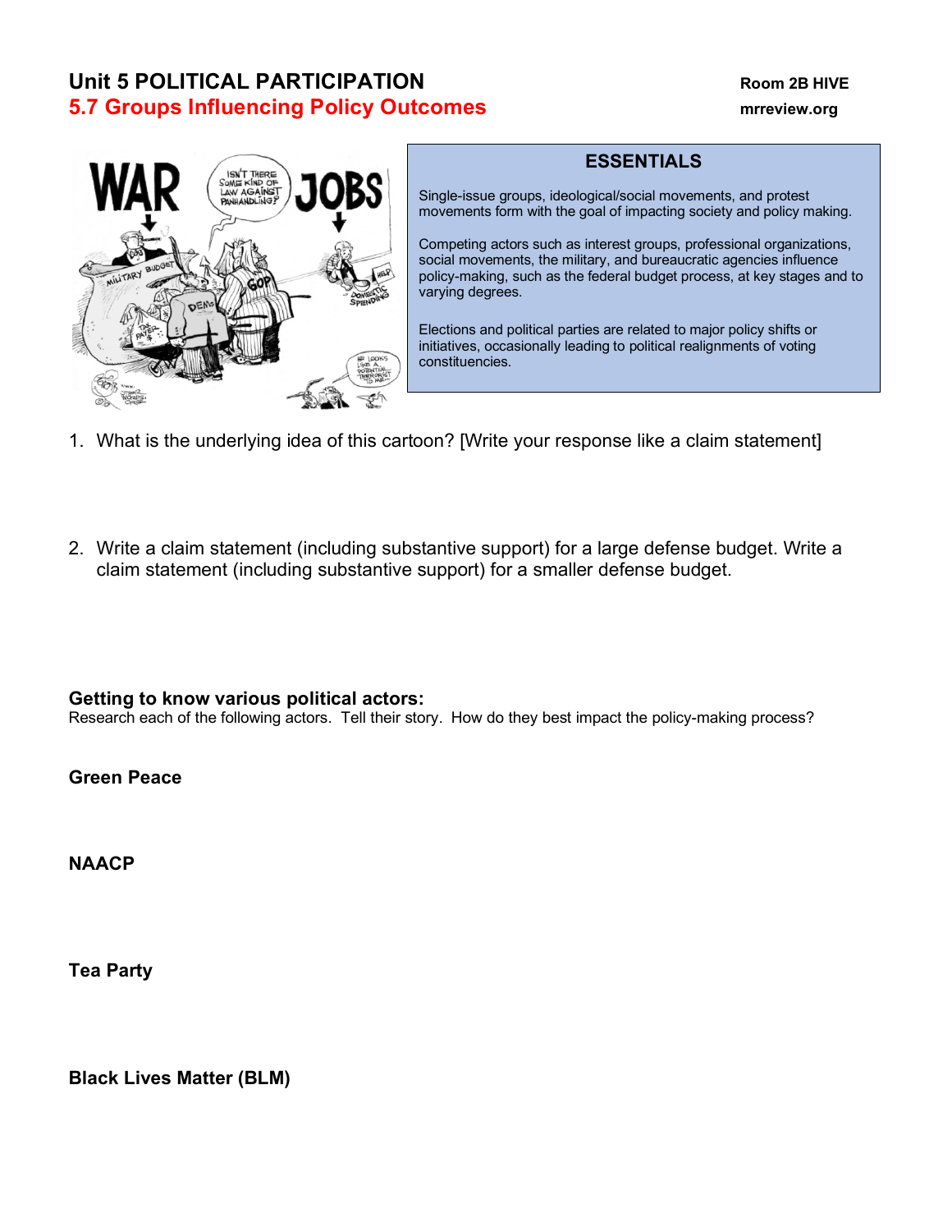# Unit 5 POLITICAL PARTICIPATION

## 5.7 Groups Influencing Policy Outcomes

Room 2B HIVE
mrreview.org

### ESSENTIALS

Single-issue groups, ideological/social movements, and protest movements form with the goal of impacting society and policy making.

Competing actors such as interest groups, professional organizations, social movements, the military, and bureaucratic agencies influence policy-making, such as the federal budget process, at key stages and to varying degrees.

Elections and political parties are related to major policy shifts or initiatives, occasionally leading to political realignments of voting constituencies.

1. What is the underlying idea of this cartoon? [Write your response like a claim statement]

2. Write a claim statement (including substantive support) for a large defense budget. Write a claim statement (including substantive support) for a smaller defense budget.

**Getting to know various political actors:**
Research each of the following actors. Tell their story. How do they best impact the policy-making process?

**Green Peace**

**NAACP**

**Tea Party**

**Black Lives Matter (BLM)**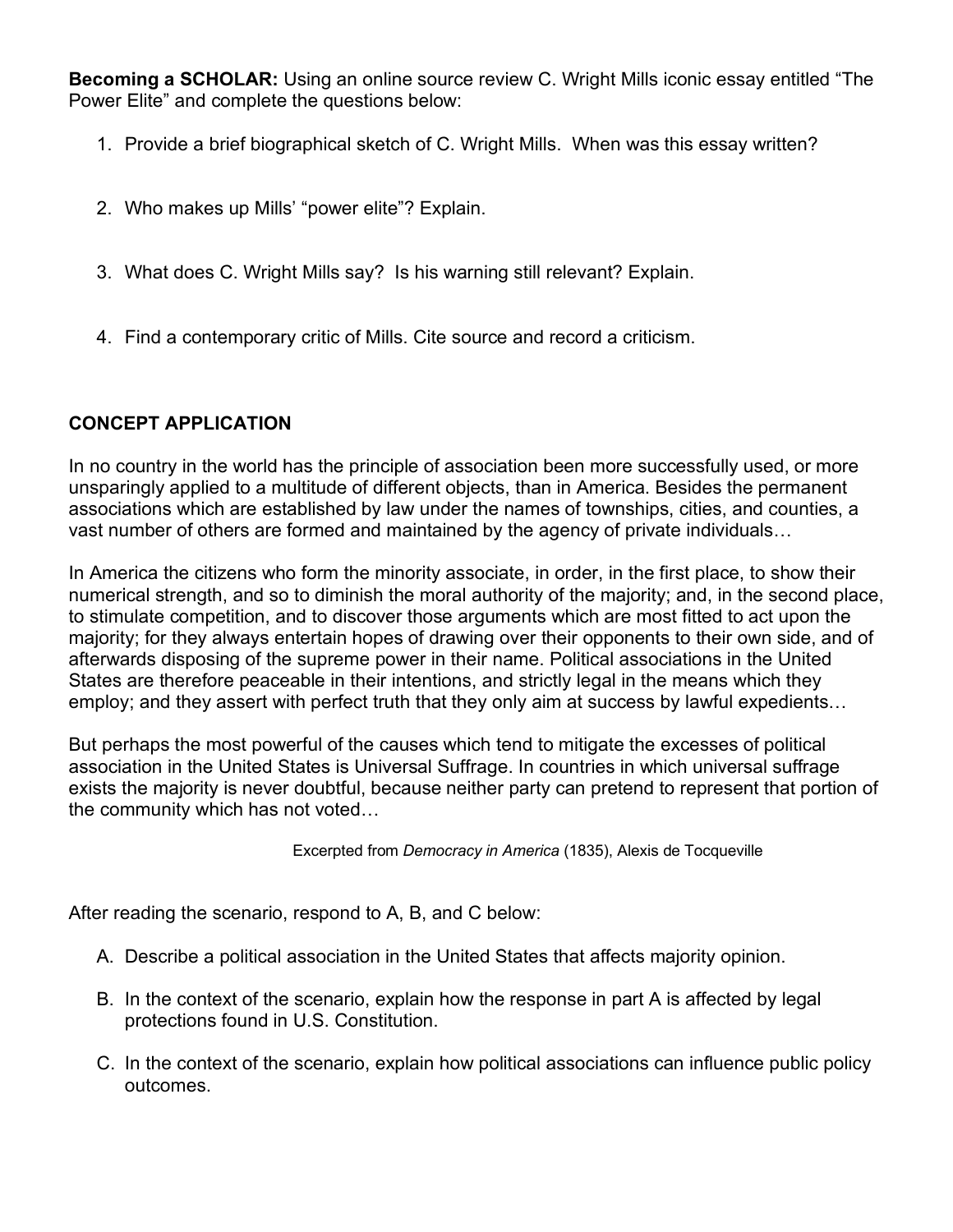**Becoming a SCHOLAR:** Using an online source review C. Wright Mills iconic essay entitled "The Power Elite" and complete the questions below:

1. Provide a brief biographical sketch of C. Wright Mills. When was this essay written?

2. Who makes up Mills' "power elite"? Explain.

3. What does C. Wright Mills say? Is his warning still relevant? Explain.

4. Find a contemporary critic of Mills. Cite source and record a criticism.

## CONCEPT APPLICATION

In no country in the world has the principle of association been more successfully used, or more unsparingly applied to a multitude of different objects, than in America. Besides the permanent associations which are established by law under the names of townships, cities, and counties, a vast number of others are formed and maintained by the agency of private individuals…

In America the citizens who form the minority associate, in order, in the first place, to show their numerical strength, and so to diminish the moral authority of the majority; and, in the second place, to stimulate competition, and to discover those arguments which are most fitted to act upon the majority; for they always entertain hopes of drawing over their opponents to their own side, and of afterwards disposing of the supreme power in their name. Political associations in the United States are therefore peaceable in their intentions, and strictly legal in the means which they employ; and they assert with perfect truth that they only aim at success by lawful expedients…

But perhaps the most powerful of the causes which tend to mitigate the excesses of political association in the United States is Universal Suffrage. In countries in which universal suffrage exists the majority is never doubtful, because neither party can pretend to represent that portion of the community which has not voted…

Excerpted from *Democracy in America* (1835), Alexis de Tocqueville

After reading the scenario, respond to A, B, and C below:

A. Describe a political association in the United States that affects majority opinion.

B. In the context of the scenario, explain how the response in part A is affected by legal protections found in U.S. Constitution.

C. In the context of the scenario, explain how political associations can influence public policy outcomes.